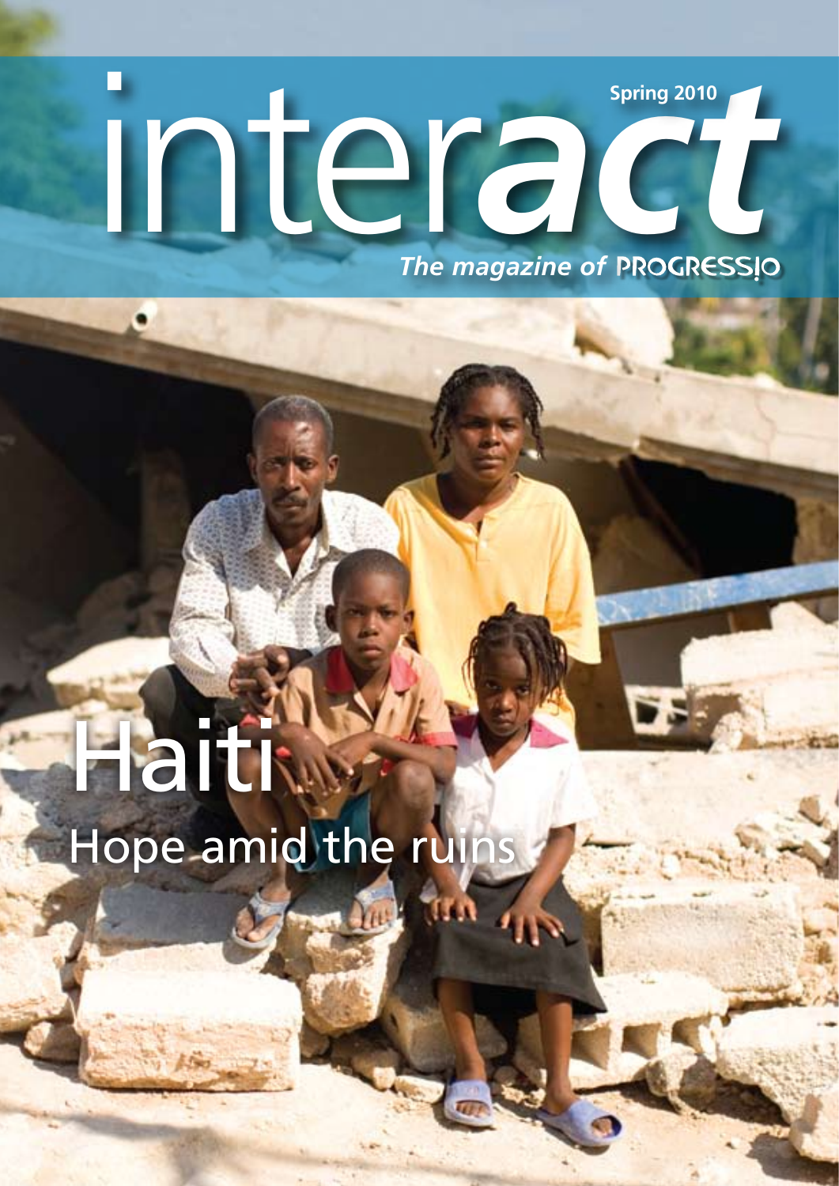# interact

Spring 2010

*The magazine of* PROGRESSIO

# Haiti

## Hope amid the ruins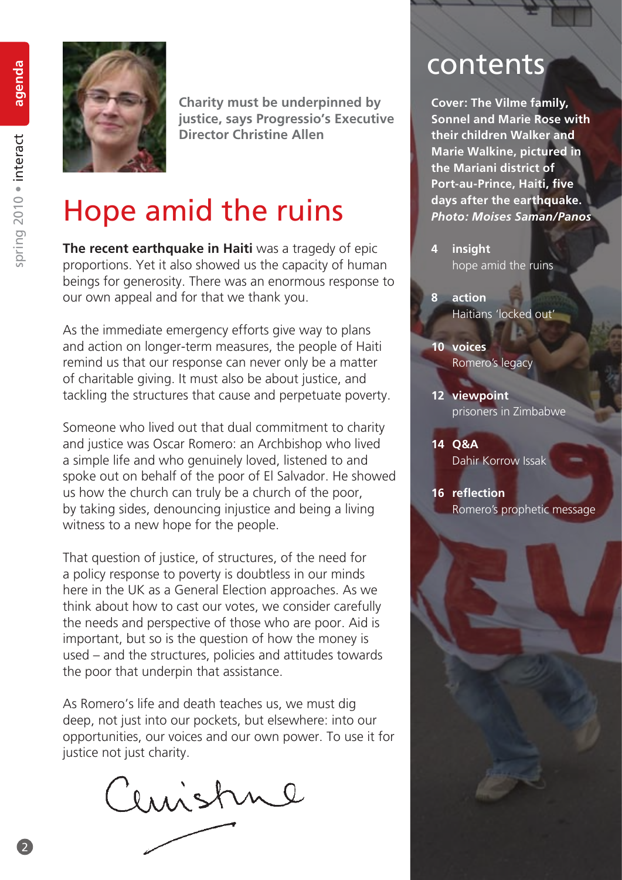Charity must be underpinned by justice, says Progressio's Executive Director Christine Allen

# Hope amid the ruins

**The recent earthquake in Haiti** was a tragedy of epic proportions. Yet it also showed us the capacity of human beings for generosity. There was an enormous response to our own appeal and for that we thank you.

As the immediate emergency efforts give way to plans and action on longer-term measures, the people of Haiti remind us that our response can never only be a matter of charitable giving. It must also be about justice, and tackling the structures that cause and perpetuate poverty.

Someone who lived out that dual commitment to charity and justice was Oscar Romero: an Archbishop who lived a simple life and who genuinely loved, listened to and spoke out on behalf of the poor of El Salvador. He showed us how the church can truly be a church of the poor, by taking sides, denouncing injustice and being a living witness to a new hope for the people.

That question of justice, of structures, of the need for a policy response to poverty is doubtless in our minds here in the UK as a General Election approaches. As we think about how to cast our votes, we consider carefully the needs and perspective of those who are poor. Aid is important, but so is the question of how the money is used – and the structures, policies and attitudes towards the poor that underpin that assistance.

As Romero's life and death teaches us, we must dig deep, not just into our pockets, but elsewhere: into our opportunities, our voices and our own power. To use it for justice not just charity.

Christine

# contents

**Cover: The Vilme family, Sonnel and Marie Rose with their children Walker and Marie Walkine, pictured in the Mariani district of Port-au-Prince, Haiti, five days after the earthquake.** ***Photo: Moises Saman/Panos***

**4 insight**
hope amid the ruins

**8 action**
Haitians 'locked out'

**10 voices**
Romero's legacy

**12 viewpoint**
prisoners in Zimbabwe

**14 Q&A**
Dahir Korrow Issak

**16 reflection**
Romero's prophetic message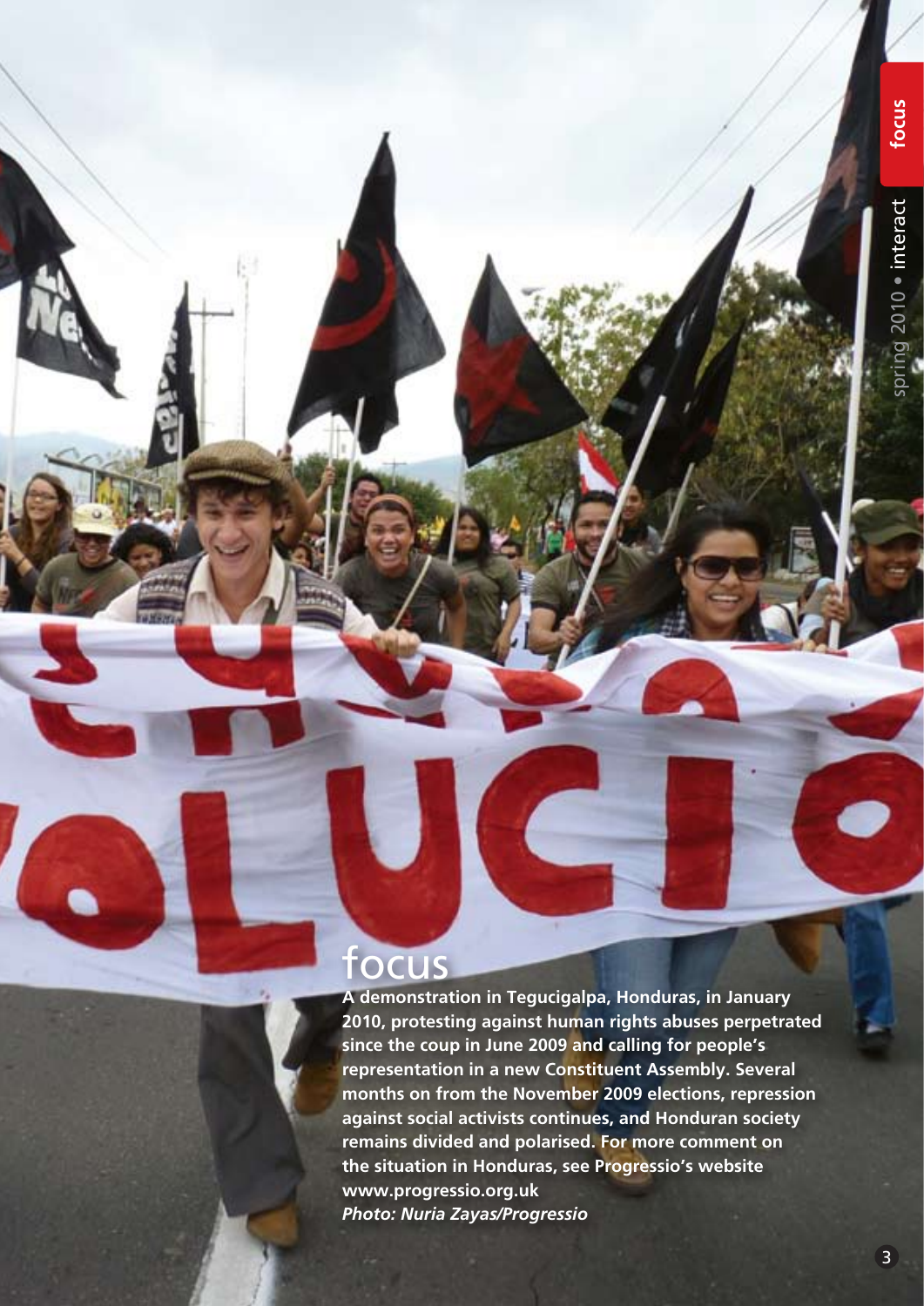# focus

**A demonstration in Tegucigalpa, Honduras, in January 2010, protesting against human rights abuses perpetrated since the coup in June 2009 and calling for people's representation in a new Constituent Assembly. Several months on from the November 2009 elections, repression against social activists continues, and Honduran society remains divided and polarised. For more comment on the situation in Honduras, see Progressio's website www.progressio.org.uk**

***Photo: Nuria Zayas/Progressio***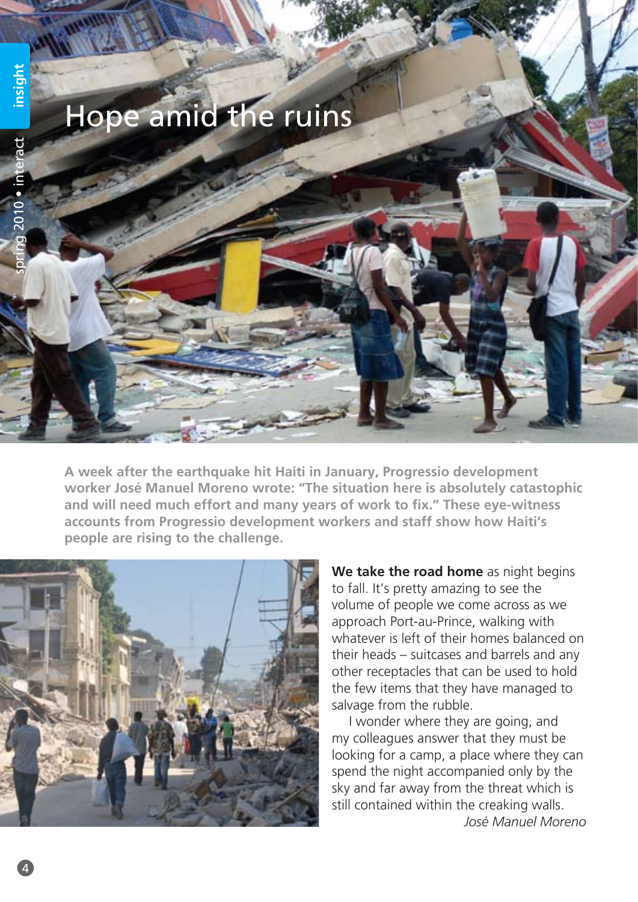# Hope amid the ruins

**A week after the earthquake hit Haiti in January, Progressio development worker José Manuel Moreno wrote: "The situation here is absolutely catastophic and will need much effort and many years of work to fix." These eye-witness accounts from Progressio development workers and staff show how Haiti's people are rising to the challenge.**

**We take the road home** as night begins to fall. It's pretty amazing to see the volume of people we come across as we approach Port-au-Prince, walking with whatever is left of their homes balanced on their heads – suitcases and barrels and any other receptacles that can be used to hold the few items that they have managed to salvage from the rubble.

I wonder where they are going, and my colleagues answer that they must be looking for a camp, a place where they can spend the night accompanied only by the sky and far away from the threat which is still contained within the creaking walls.

*José Manuel Moreno*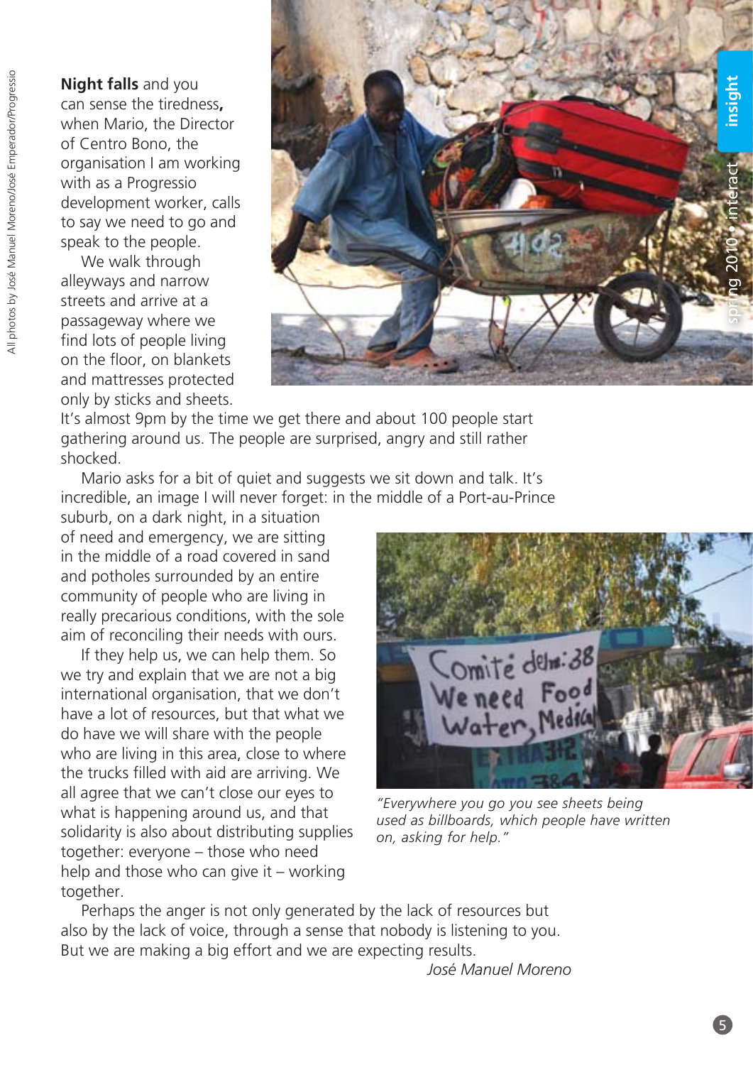**Night falls** and you can sense the tiredness**,** when Mario, the Director of Centro Bono, the organisation I am working with as a Progressio development worker, calls to say we need to go and speak to the people.

We walk through alleyways and narrow streets and arrive at a passageway where we find lots of people living on the floor, on blankets and mattresses protected only by sticks and sheets. It's almost 9pm by the time we get there and about 100 people start gathering around us. The people are surprised, angry and still rather shocked.

Mario asks for a bit of quiet and suggests we sit down and talk. It's incredible, an image I will never forget: in the middle of a Port-au-Prince suburb, on a dark night, in a situation of need and emergency, we are sitting in the middle of a road covered in sand and potholes surrounded by an entire community of people who are living in really precarious conditions, with the sole aim of reconciling their needs with ours.

If they help us, we can help them. So we try and explain that we are not a big international organisation, that we don't have a lot of resources, but that what we do have we will share with the people who are living in this area, close to where the trucks filled with aid are arriving. We all agree that we can't close our eyes to what is happening around us, and that solidarity is also about distributing supplies together: everyone – those who need help and those who can give it – working together.

*"Everywhere you go you see sheets being used as billboards, which people have written on, asking for help."*

Perhaps the anger is not only generated by the lack of resources but also by the lack of voice, through a sense that nobody is listening to you. But we are making a big effort and we are expecting results.

*José Manuel Moreno*

All photos by José Manuel Moreno/José Emperador/Progressio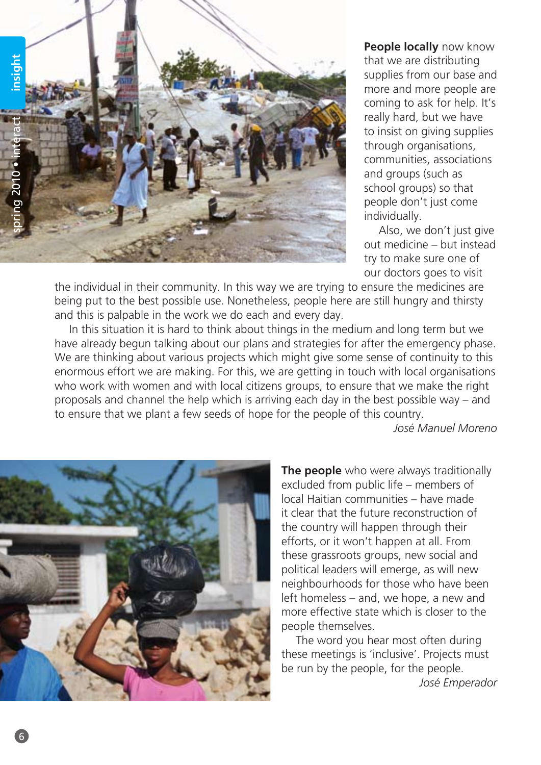**People locally** now know that we are distributing supplies from our base and more and more people are coming to ask for help. It's really hard, but we have to insist on giving supplies through organisations, communities, associations and groups (such as school groups) so that people don't just come individually.

Also, we don't just give out medicine – but instead try to make sure one of our doctors goes to visit the individual in their community. In this way we are trying to ensure the medicines are being put to the best possible use. Nonetheless, people here are still hungry and thirsty and this is palpable in the work we do each and every day.

In this situation it is hard to think about things in the medium and long term but we have already begun talking about our plans and strategies for after the emergency phase. We are thinking about various projects which might give some sense of continuity to this enormous effort we are making. For this, we are getting in touch with local organisations who work with women and with local citizens groups, to ensure that we make the right proposals and channel the help which is arriving each day in the best possible way – and to ensure that we plant a few seeds of hope for the people of this country.

*José Manuel Moreno*

**The people** who were always traditionally excluded from public life – members of local Haitian communities – have made it clear that the future reconstruction of the country will happen through their efforts, or it won't happen at all. From these grassroots groups, new social and political leaders will emerge, as will new neighbourhoods for those who have been left homeless – and, we hope, a new and more effective state which is closer to the people themselves.

The word you hear most often during these meetings is 'inclusive'. Projects must be run by the people, for the people.

*José Emperador*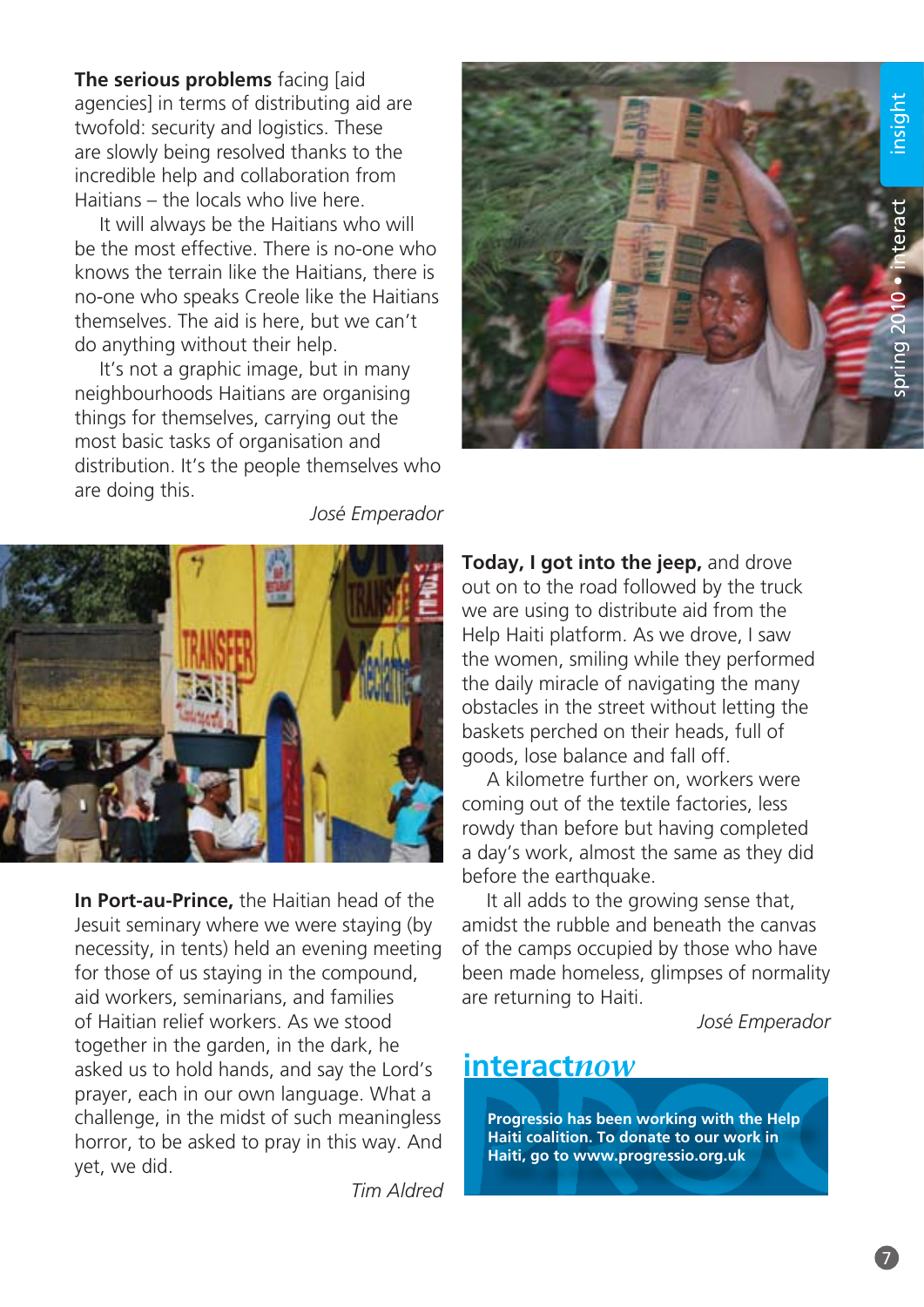**The serious problems** facing [aid agencies] in terms of distributing aid are twofold: security and logistics. These are slowly being resolved thanks to the incredible help and collaboration from Haitians – the locals who live here.

It will always be the Haitians who will be the most effective. There is no-one who knows the terrain like the Haitians, there is no-one who speaks Creole like the Haitians themselves. The aid is here, but we can't do anything without their help.

It's not a graphic image, but in many neighbourhoods Haitians are organising things for themselves, carrying out the most basic tasks of organisation and distribution. It's the people themselves who are doing this.

*José Emperador*

**In Port-au-Prince,** the Haitian head of the Jesuit seminary where we were staying (by necessity, in tents) held an evening meeting for those of us staying in the compound, aid workers, seminarians, and families of Haitian relief workers. As we stood together in the garden, in the dark, he asked us to hold hands, and say the Lord's prayer, each in our own language. What a challenge, in the midst of such meaningless horror, to be asked to pray in this way. And yet, we did.

*Tim Aldred*

**Today, I got into the jeep,** and drove out on to the road followed by the truck we are using to distribute aid from the Help Haiti platform. As we drove, I saw the women, smiling while they performed the daily miracle of navigating the many obstacles in the street without letting the baskets perched on their heads, full of goods, lose balance and fall off.

A kilometre further on, workers were coming out of the textile factories, less rowdy than before but having completed a day's work, almost the same as they did before the earthquake.

It all adds to the growing sense that, amidst the rubble and beneath the canvas of the camps occupied by those who have been made homeless, glimpses of normality are returning to Haiti.

*José Emperador*

## interact*now*

**Progressio has been working with the Help Haiti coalition. To donate to our work in Haiti, go to www.progressio.org.uk**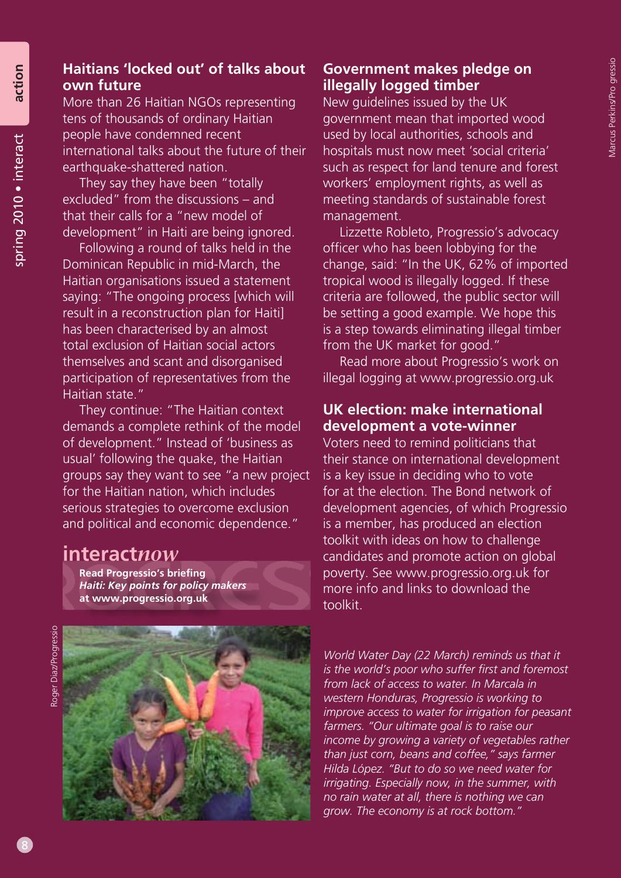## Haitians 'locked out' of talks about own future

More than 26 Haitian NGOs representing tens of thousands of ordinary Haitian people have condemned recent international talks about the future of their earthquake-shattered nation.

They say they have been "totally excluded" from the discussions – and that their calls for a "new model of development" in Haiti are being ignored.

Following a round of talks held in the Dominican Republic in mid-March, the Haitian organisations issued a statement saying: "The ongoing process [which will result in a reconstruction plan for Haiti] has been characterised by an almost total exclusion of Haitian social actors themselves and scant and disorganised participation of representatives from the Haitian state."

They continue: "The Haitian context demands a complete rethink of the model of development." Instead of 'business as usual' following the quake, the Haitian groups say they want to see "a new project for the Haitian nation, which includes serious strategies to overcome exclusion and political and economic dependence."

### interact*now*

**Read Progressio's briefing *Haiti: Key points for policy makers* at www.progressio.org.uk**

Roger Diaz/Progressio

## Government makes pledge on illegally logged timber

New guidelines issued by the UK government mean that imported wood used by local authorities, schools and hospitals must now meet 'social criteria' such as respect for land tenure and forest workers' employment rights, as well as meeting standards of sustainable forest management.

Lizzette Robleto, Progressio's advocacy officer who has been lobbying for the change, said: "In the UK, 62% of imported tropical wood is illegally logged. If these criteria are followed, the public sector will be setting a good example. We hope this is a step towards eliminating illegal timber from the UK market for good."

Read more about Progressio's work on illegal logging at www.progressio.org.uk

Marcus Perkins/Progressio

## UK election: make international development a vote-winner

Voters need to remind politicians that their stance on international development is a key issue in deciding who to vote for at the election. The Bond network of development agencies, of which Progressio is a member, has produced an election toolkit with ideas on how to challenge candidates and promote action on global poverty. See www.progressio.org.uk for more info and links to download the toolkit.

*World Water Day (22 March) reminds us that it is the world's poor who suffer first and foremost from lack of access to water. In Marcala in western Honduras, Progressio is working to improve access to water for irrigation for peasant farmers. "Our ultimate goal is to raise our income by growing a variety of vegetables rather than just corn, beans and coffee," says farmer Hilda López. "But to do so we need water for irrigating. Especially now, in the summer, with no rain water at all, there is nothing we can grow. The economy is at rock bottom."*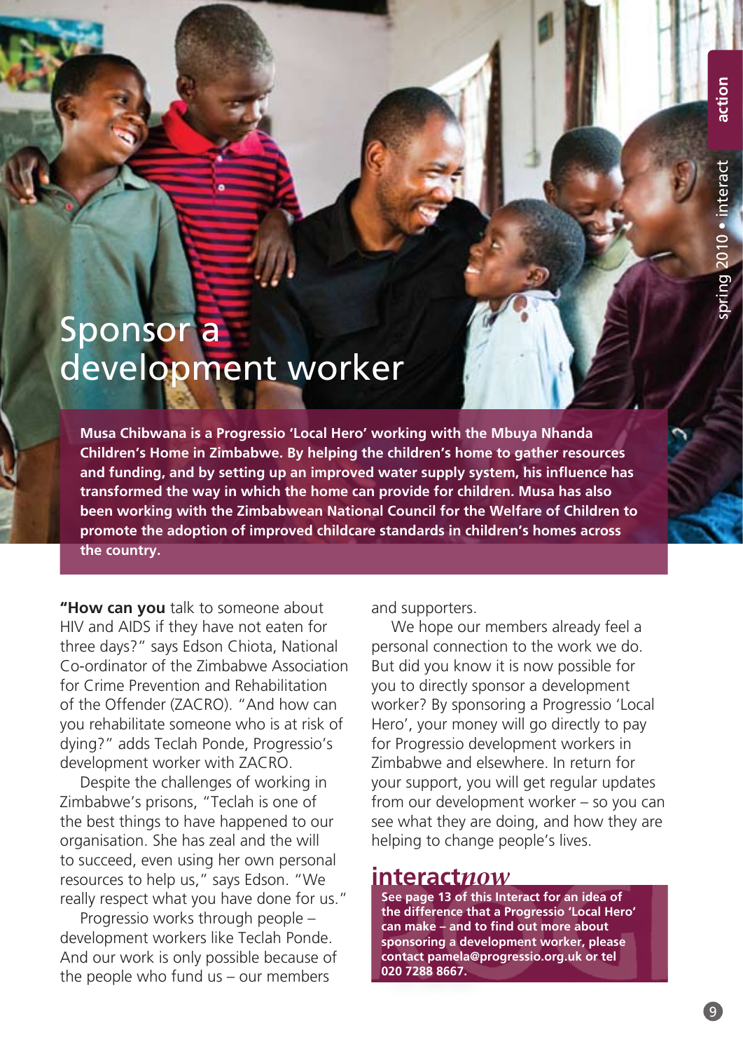# Sponsor a development worker

**Musa Chibwana is a Progressio 'Local Hero' working with the Mbuya Nhanda Children's Home in Zimbabwe. By helping the children's home to gather resources and funding, and by setting up an improved water supply system, his influence has transformed the way in which the home can provide for children. Musa has also been working with the Zimbabwean National Council for the Welfare of Children to promote the adoption of improved childcare standards in children's homes across the country.**

**"How can you** talk to someone about HIV and AIDS if they have not eaten for three days?" says Edson Chiota, National Co-ordinator of the Zimbabwe Association for Crime Prevention and Rehabilitation of the Offender (ZACRO). "And how can you rehabilitate someone who is at risk of dying?" adds Teclah Ponde, Progressio's development worker with ZACRO.

Despite the challenges of working in Zimbabwe's prisons, "Teclah is one of the best things to have happened to our organisation. She has zeal and the will to succeed, even using her own personal resources to help us," says Edson. "We really respect what you have done for us."

Progressio works through people – development workers like Teclah Ponde. And our work is only possible because of the people who fund us – our members and supporters.

We hope our members already feel a personal connection to the work we do. But did you know it is now possible for you to directly sponsor a development worker? By sponsoring a Progressio 'Local Hero', your money will go directly to pay for Progressio development workers in Zimbabwe and elsewhere. In return for your support, you will get regular updates from our development worker – so you can see what they are doing, and how they are helping to change people's lives.

## interact*now*

**See page 13 of this Interact for an idea of the difference that a Progressio 'Local Hero' can make – and to find out more about sponsoring a development worker, please contact pamela@progressio.org.uk or tel 020 7288 8667.**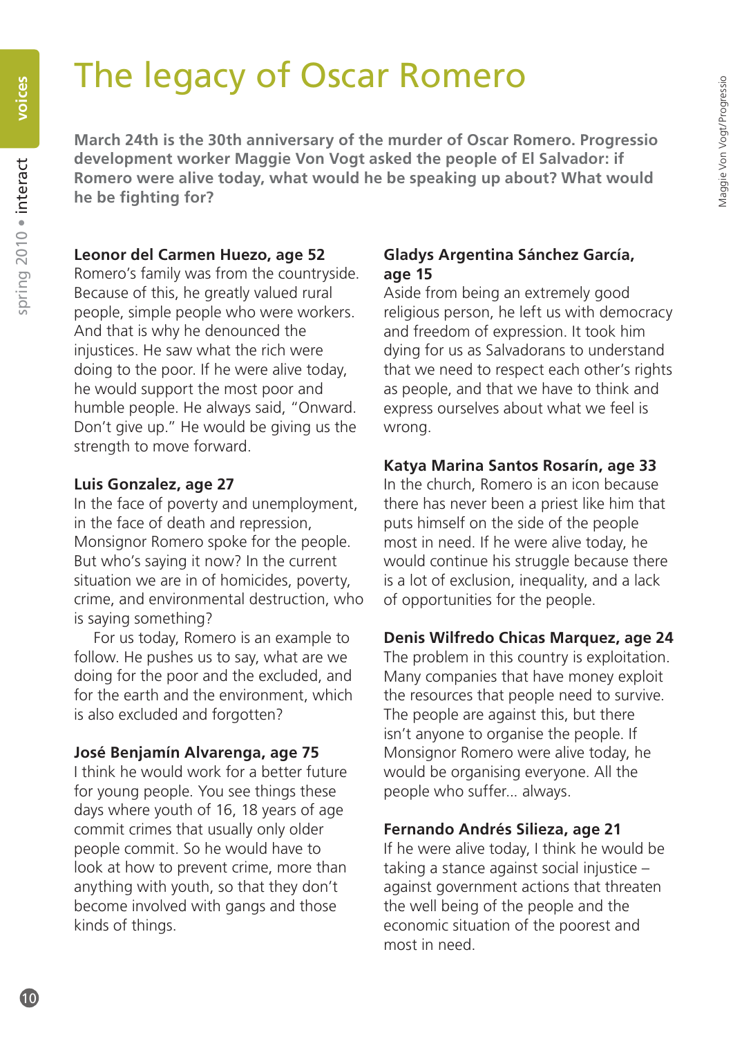# The legacy of Oscar Romero

**March 24th is the 30th anniversary of the murder of Oscar Romero. Progressio development worker Maggie Von Vogt asked the people of El Salvador: if Romero were alive today, what would he be speaking up about? What would he be fighting for?**

**Leonor del Carmen Huezo, age 52**
Romero's family was from the countryside. Because of this, he greatly valued rural people, simple people who were workers. And that is why he denounced the injustices. He saw what the rich were doing to the poor. If he were alive today, he would support the most poor and humble people. He always said, "Onward. Don't give up." He would be giving us the strength to move forward.

**Luis Gonzalez, age 27**
In the face of poverty and unemployment, in the face of death and repression, Monsignor Romero spoke for the people. But who's saying it now? In the current situation we are in of homicides, poverty, crime, and environmental destruction, who is saying something?

For us today, Romero is an example to follow. He pushes us to say, what are we doing for the poor and the excluded, and for the earth and the environment, which is also excluded and forgotten?

**José Benjamín Alvarenga, age 75**
I think he would work for a better future for young people. You see things these days where youth of 16, 18 years of age commit crimes that usually only older people commit. So he would have to look at how to prevent crime, more than anything with youth, so that they don't become involved with gangs and those kinds of things.

**Gladys Argentina Sánchez García, age 15**
Aside from being an extremely good religious person, he left us with democracy and freedom of expression. It took him dying for us as Salvadorans to understand that we need to respect each other's rights as people, and that we have to think and express ourselves about what we feel is wrong.

**Katya Marina Santos Rosarín, age 33**
In the church, Romero is an icon because there has never been a priest like him that puts himself on the side of the people most in need. If he were alive today, he would continue his struggle because there is a lot of exclusion, inequality, and a lack of opportunities for the people.

**Denis Wilfredo Chicas Marquez, age 24**
The problem in this country is exploitation. Many companies that have money exploit the resources that people need to survive. The people are against this, but there isn't anyone to organise the people. If Monsignor Romero were alive today, he would be organising everyone. All the people who suffer... always.

**Fernando Andrés Silieza, age 21**
If he were alive today, I think he would be taking a stance against social injustice – against government actions that threaten the well being of the people and the economic situation of the poorest and most in need.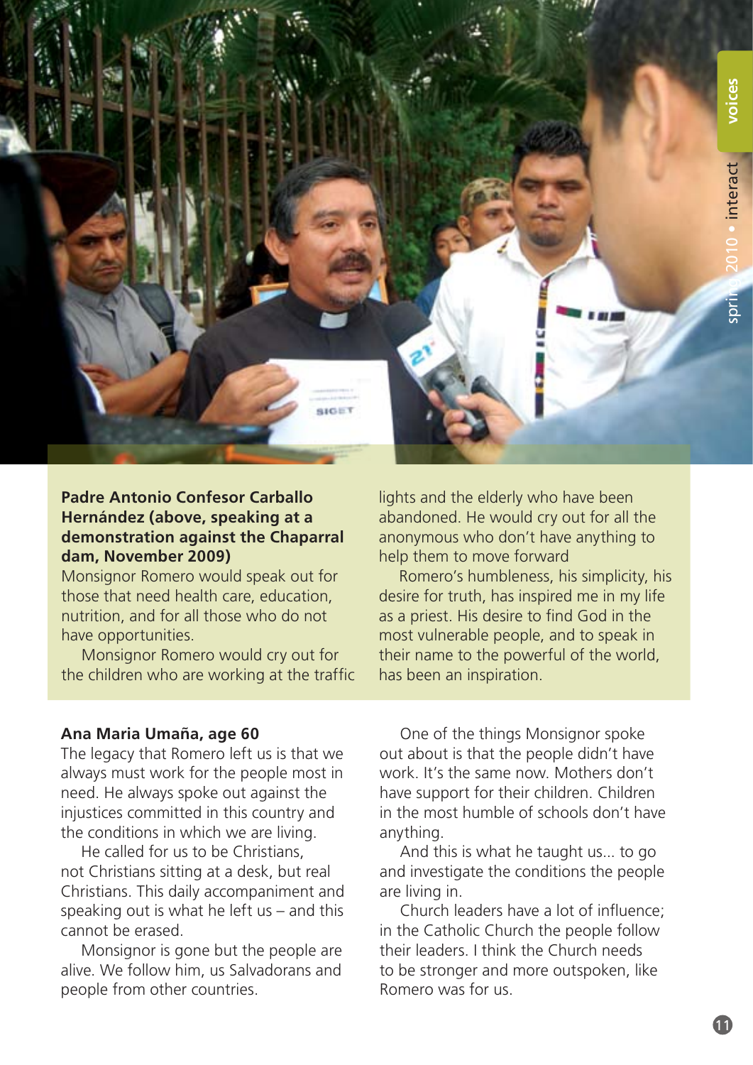**Padre Antonio Confesor Carballo Hernández (above, speaking at a demonstration against the Chaparral dam, November 2009)**

Monsignor Romero would speak out for those that need health care, education, nutrition, and for all those who do not have opportunities.

Monsignor Romero would cry out for the children who are working at the traffic lights and the elderly who have been abandoned. He would cry out for all the anonymous who don't have anything to help them to move forward

Romero's humbleness, his simplicity, his desire for truth, has inspired me in my life as a priest. His desire to find God in the most vulnerable people, and to speak in their name to the powerful of the world, has been an inspiration.

**Ana Maria Umaña, age 60**

The legacy that Romero left us is that we always must work for the people most in need. He always spoke out against the injustices committed in this country and the conditions in which we are living.

He called for us to be Christians, not Christians sitting at a desk, but real Christians. This daily accompaniment and speaking out is what he left us – and this cannot be erased.

Monsignor is gone but the people are alive. We follow him, us Salvadorans and people from other countries.

One of the things Monsignor spoke out about is that the people didn't have work. It's the same now. Mothers don't have support for their children. Children in the most humble of schools don't have anything.

And this is what he taught us... to go and investigate the conditions the people are living in.

Church leaders have a lot of influence; in the Catholic Church the people follow their leaders. I think the Church needs to be stronger and more outspoken, like Romero was for us.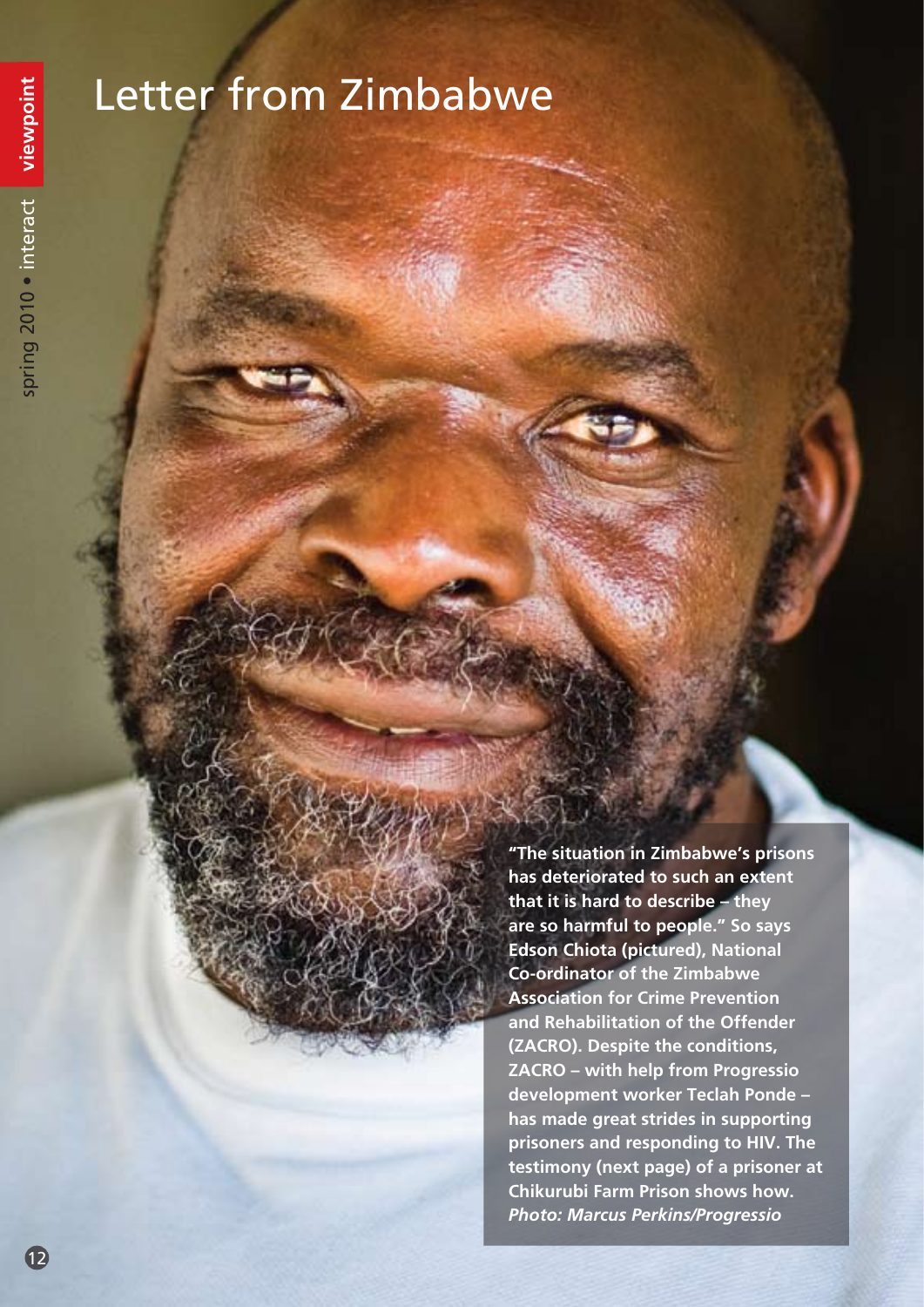# Letter from Zimbabwe

**"The situation in Zimbabwe's prisons has deteriorated to such an extent that it is hard to describe – they are so harmful to people." So says Edson Chiota (pictured), National Co-ordinator of the Zimbabwe Association for Crime Prevention and Rehabilitation of the Offender (ZACRO). Despite the conditions, ZACRO – with help from Progressio development worker Teclah Ponde – has made great strides in supporting prisoners and responding to HIV. The testimony (next page) of a prisoner at Chikurubi Farm Prison shows how.**
***Photo: Marcus Perkins/Progressio***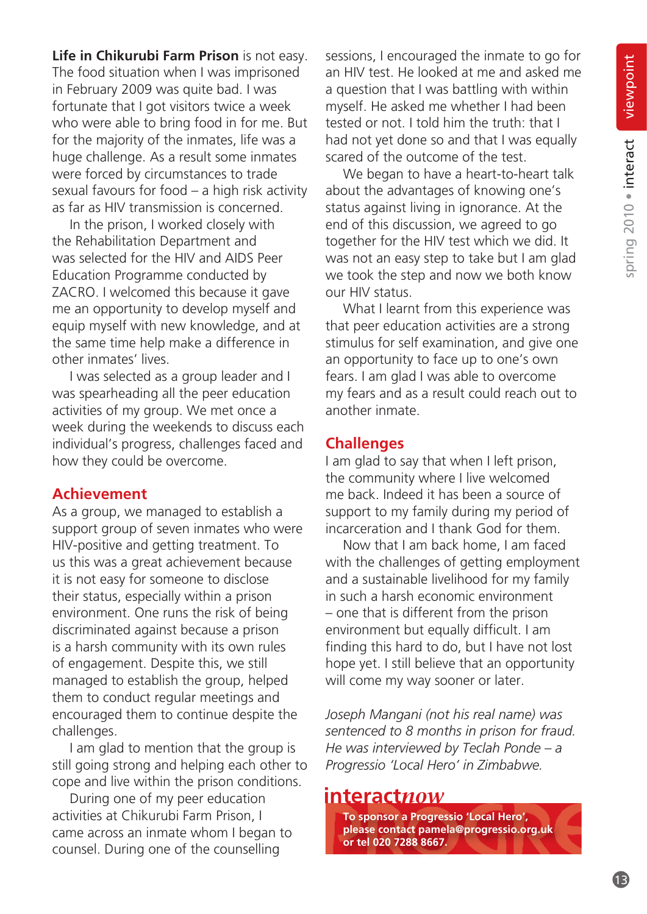**Life in Chikurubi Farm Prison** is not easy. The food situation when I was imprisoned in February 2009 was quite bad. I was fortunate that I got visitors twice a week who were able to bring food in for me. But for the majority of the inmates, life was a huge challenge. As a result some inmates were forced by circumstances to trade sexual favours for food – a high risk activity as far as HIV transmission is concerned.

In the prison, I worked closely with the Rehabilitation Department and was selected for the HIV and AIDS Peer Education Programme conducted by ZACRO. I welcomed this because it gave me an opportunity to develop myself and equip myself with new knowledge, and at the same time help make a difference in other inmates' lives.

I was selected as a group leader and I was spearheading all the peer education activities of my group. We met once a week during the weekends to discuss each individual's progress, challenges faced and how they could be overcome.

## Achievement

As a group, we managed to establish a support group of seven inmates who were HIV-positive and getting treatment. To us this was a great achievement because it is not easy for someone to disclose their status, especially within a prison environment. One runs the risk of being discriminated against because a prison is a harsh community with its own rules of engagement. Despite this, we still managed to establish the group, helped them to conduct regular meetings and encouraged them to continue despite the challenges.

I am glad to mention that the group is still going strong and helping each other to cope and live within the prison conditions.

During one of my peer education activities at Chikurubi Farm Prison, I came across an inmate whom I began to counsel. During one of the counselling sessions, I encouraged the inmate to go for an HIV test. He looked at me and asked me a question that I was battling with within myself. He asked me whether I had been tested or not. I told him the truth: that I had not yet done so and that I was equally scared of the outcome of the test.

We began to have a heart-to-heart talk about the advantages of knowing one's status against living in ignorance. At the end of this discussion, we agreed to go together for the HIV test which we did. It was not an easy step to take but I am glad we took the step and now we both know our HIV status.

What I learnt from this experience was that peer education activities are a strong stimulus for self examination, and give one an opportunity to face up to one's own fears. I am glad I was able to overcome my fears and as a result could reach out to another inmate.

## Challenges

I am glad to say that when I left prison, the community where I live welcomed me back. Indeed it has been a source of support to my family during my period of incarceration and I thank God for them.

Now that I am back home, I am faced with the challenges of getting employment and a sustainable livelihood for my family in such a harsh economic environment – one that is different from the prison environment but equally difficult. I am finding this hard to do, but I have not lost hope yet. I still believe that an opportunity will come my way sooner or later.

*Joseph Mangani (not his real name) was sentenced to 8 months in prison for fraud. He was interviewed by Teclah Ponde – a Progressio 'Local Hero' in Zimbabwe.*

**interact*now***

**To sponsor a Progressio 'Local Hero', please contact pamela@progressio.org.uk or tel 020 7288 8667.**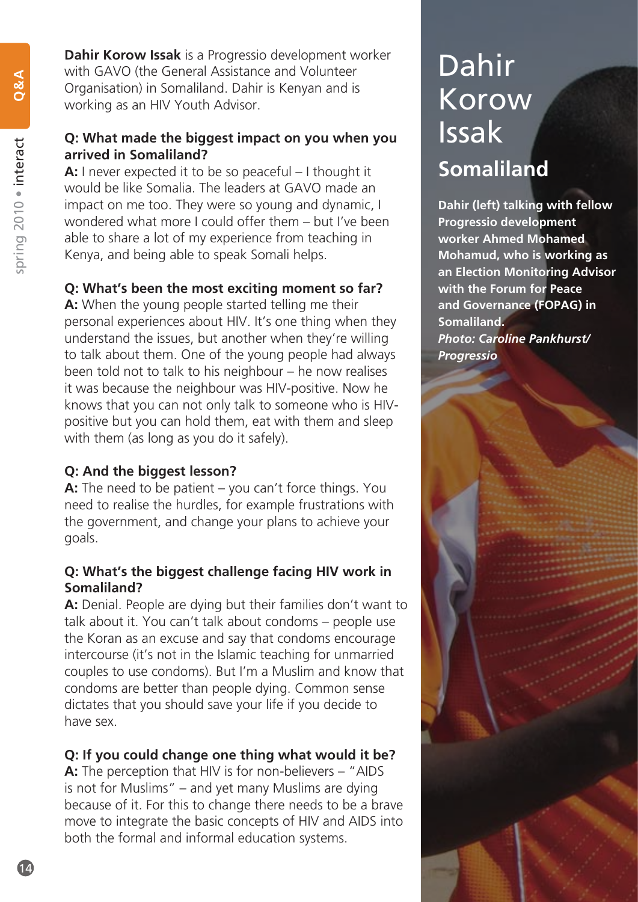# Dahir Korow Issak

## Somaliland

**Dahir (left) talking with fellow Progressio development worker Ahmed Mohamed Mohamud, who is working as an Election Monitoring Advisor with the Forum for Peace and Governance (FOPAG) in Somaliland.**
***Photo: Caroline Pankhurst/ Progressio***

**Dahir Korow Issak** is a Progressio development worker with GAVO (the General Assistance and Volunteer Organisation) in Somaliland. Dahir is Kenyan and is working as an HIV Youth Advisor.

**Q: What made the biggest impact on you when you arrived in Somaliland?**
**A:** I never expected it to be so peaceful – I thought it would be like Somalia. The leaders at GAVO made an impact on me too. They were so young and dynamic, I wondered what more I could offer them – but I've been able to share a lot of my experience from teaching in Kenya, and being able to speak Somali helps.

**Q: What's been the most exciting moment so far?**
**A:** When the young people started telling me their personal experiences about HIV. It's one thing when they understand the issues, but another when they're willing to talk about them. One of the young people had always been told not to talk to his neighbour – he now realises it was because the neighbour was HIV-positive. Now he knows that you can not only talk to someone who is HIV-positive but you can hold them, eat with them and sleep with them (as long as you do it safely).

**Q: And the biggest lesson?**
**A:** The need to be patient – you can't force things. You need to realise the hurdles, for example frustrations with the government, and change your plans to achieve your goals.

**Q: What's the biggest challenge facing HIV work in Somaliland?**
**A:** Denial. People are dying but their families don't want to talk about it. You can't talk about condoms – people use the Koran as an excuse and say that condoms encourage intercourse (it's not in the Islamic teaching for unmarried couples to use condoms). But I'm a Muslim and know that condoms are better than people dying. Common sense dictates that you should save your life if you decide to have sex.

**Q: If you could change one thing what would it be?**
**A:** The perception that HIV is for non-believers – "AIDS is not for Muslims" – and yet many Muslims are dying because of it. For this to change there needs to be a brave move to integrate the basic concepts of HIV and AIDS into both the formal and informal education systems.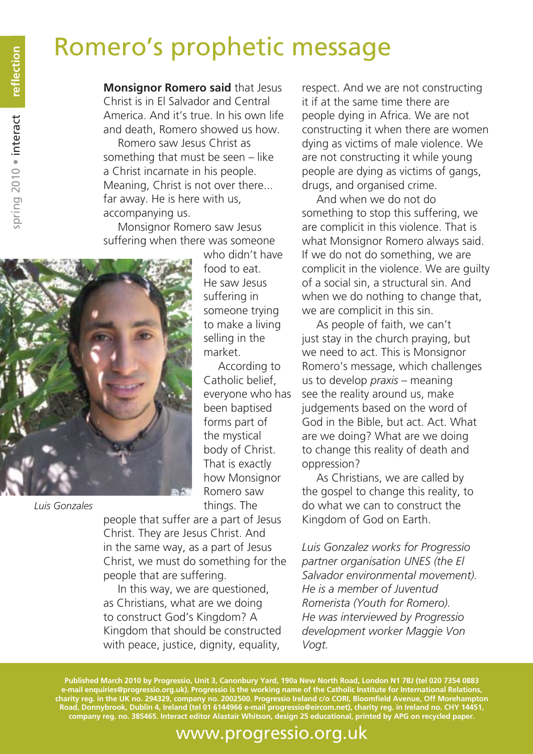# Romero's prophetic message

**Monsignor Romero said** that Jesus Christ is in El Salvador and Central America. And it's true. In his own life and death, Romero showed us how.

Romero saw Jesus Christ as something that must be seen – like a Christ incarnate in his people. Meaning, Christ is not over there... far away. He is here with us, accompanying us.

Monsignor Romero saw Jesus suffering when there was someone who didn't have food to eat. He saw Jesus suffering in someone trying to make a living selling in the market.

According to Catholic belief, everyone who has been baptised forms part of the mystical body of Christ. That is exactly how Monsignor Romero saw things. The people that suffer are a part of Jesus Christ. They are Jesus Christ. And in the same way, as a part of Jesus Christ, we must do something for the people that are suffering.

*Luis Gonzales*

In this way, we are questioned, as Christians, what are we doing to construct God's Kingdom? A Kingdom that should be constructed with peace, justice, dignity, equality, respect. And we are not constructing it if at the same time there are people dying in Africa. We are not constructing it when there are women dying as victims of male violence. We are not constructing it while young people are dying as victims of gangs, drugs, and organised crime.

And when we do not do something to stop this suffering, we are complicit in this violence. That is what Monsignor Romero always said. If we do not do something, we are complicit in the violence. We are guilty of a social sin, a structural sin. And when we do nothing to change that, we are complicit in this sin.

As people of faith, we can't just stay in the church praying, but we need to act. This is Monsignor Romero's message, which challenges us to develop *praxis* – meaning see the reality around us, make judgements based on the word of God in the Bible, but act. Act. What are we doing? What are we doing to change this reality of death and oppression?

As Christians, we are called by the gospel to change this reality, to do what we can to construct the Kingdom of God on Earth.

*Luis Gonzalez works for Progressio partner organisation UNES (the El Salvador environmental movement). He is a member of Juventud Romerista (Youth for Romero). He was interviewed by Progressio development worker Maggie Von Vogt.*

**Published March 2010 by Progressio, Unit 3, Canonbury Yard, 190a New North Road, London N1 7BJ (tel 020 7354 0883 e-mail enquiries@progressio.org.uk). Progressio is the working name of the Catholic Institute for International Relations, charity reg. in the UK no. 294329, company no. 2002500. Progressio Ireland c/o CORI, Bloomfield Avenue, Off Morehampton Road, Donnybrook, Dublin 4, Ireland (tel 01 6144966 e-mail progressio@eircom.net), charity reg. in Ireland no. CHY 14451, company reg. no. 385465. Interact editor Alastair Whitson, design 25 educational, printed by APG on recycled paper.**

www.progressio.org.uk